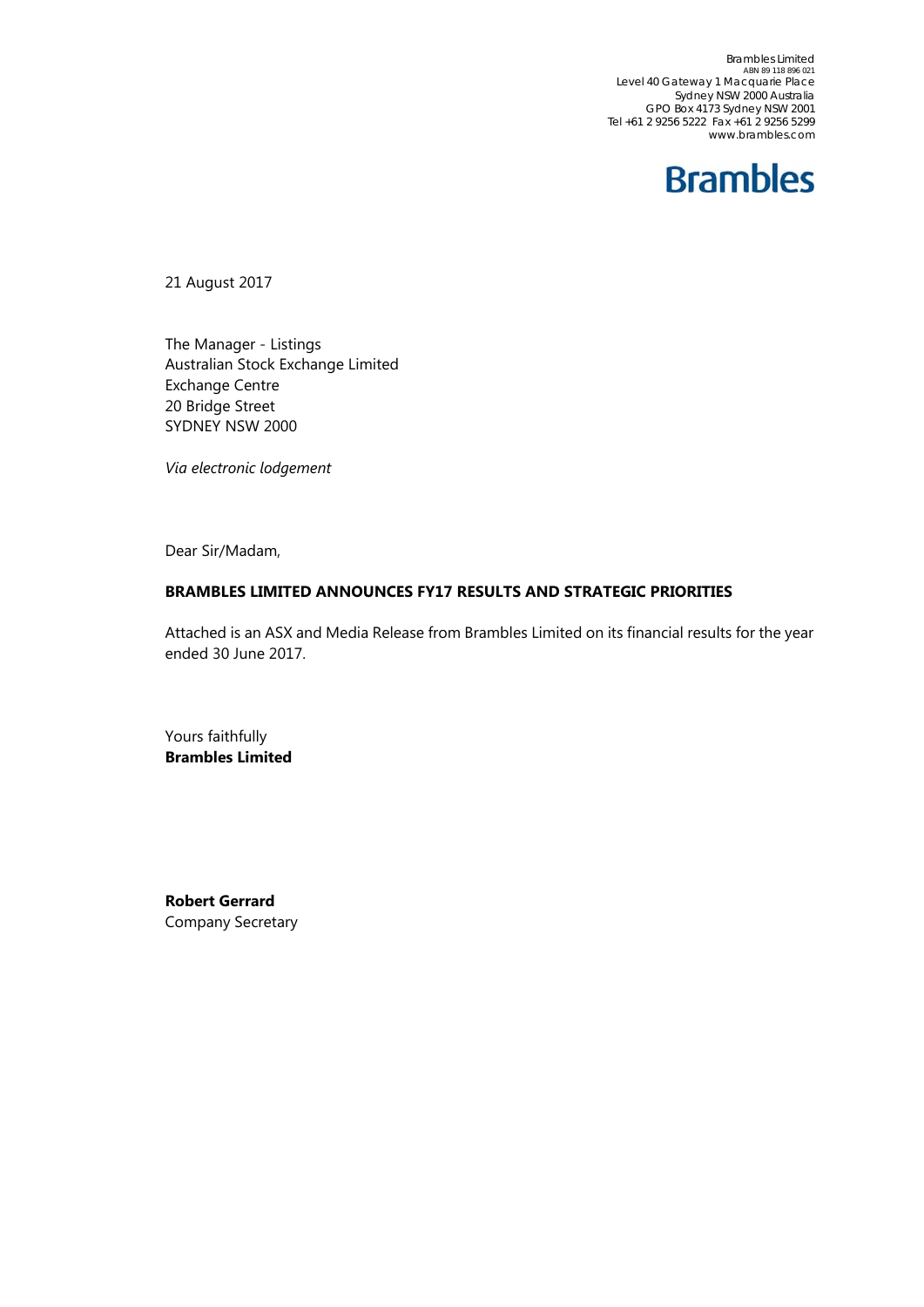Brambles Limited
ABN 89 118 896 021
Level 40 Gateway 1 Macquarie Place
Sydney NSW 2000 Australia
GPO Box 4173 Sydney NSW 2001
Tel +61 2 9256 5222 Fax +61 2 9256 5299
www.brambles.com

**Brambles**

21 August 2017

The Manager - Listings
Australian Stock Exchange Limited
Exchange Centre
20 Bridge Street
SYDNEY NSW 2000

*Via electronic lodgement*

Dear Sir/Madam,

**BRAMBLES LIMITED ANNOUNCES FY17 RESULTS AND STRATEGIC PRIORITIES**

Attached is an ASX and Media Release from Brambles Limited on its financial results for the year ended 30 June 2017.

Yours faithfully
**Brambles Limited**

**Robert Gerrard**
Company Secretary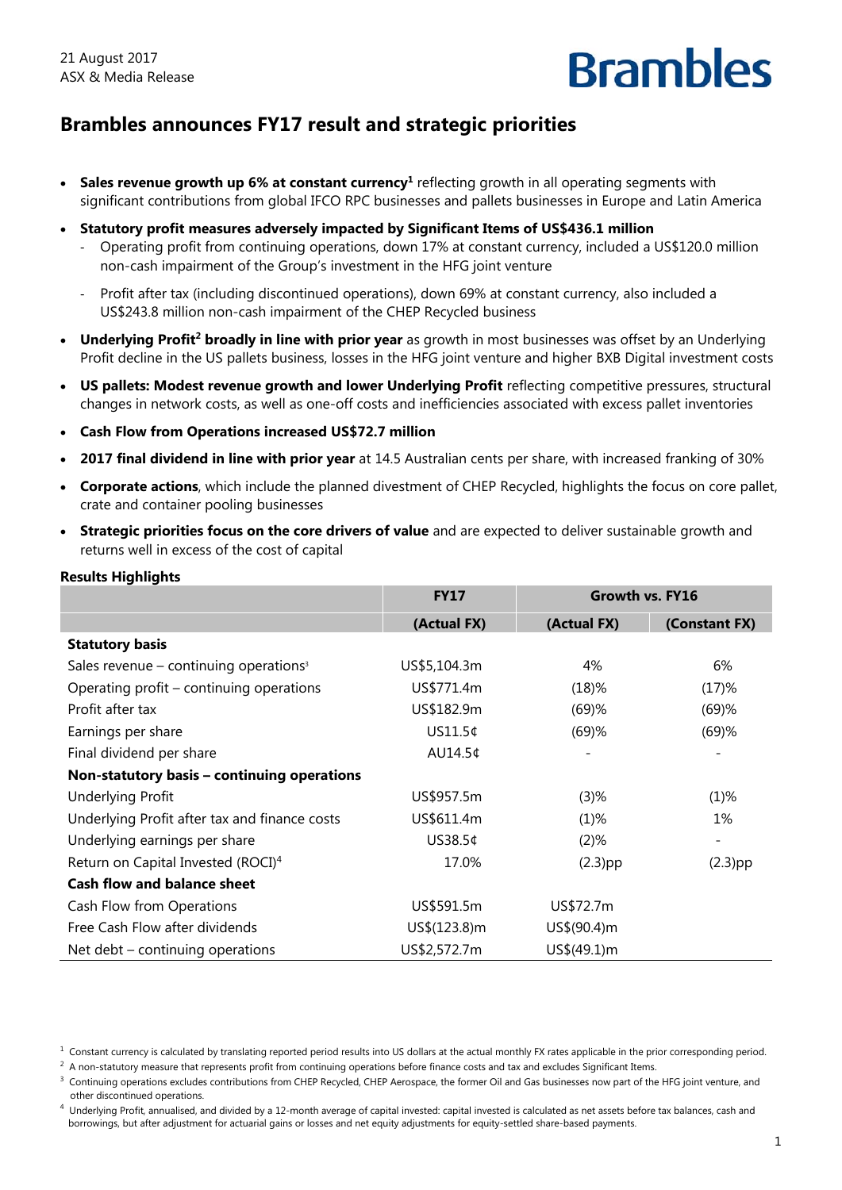21 August 2017
ASX & Media Release

Brambles

# Brambles announces FY17 result and strategic priorities

- **Sales revenue growth up 6% at constant currency**[1] reflecting growth in all operating segments with significant contributions from global IFCO RPC businesses and pallets businesses in Europe and Latin America
- **Statutory profit measures adversely impacted by Significant Items of US$436.1 million**
  - Operating profit from continuing operations, down 17% at constant currency, included a US$120.0 million non-cash impairment of the Group's investment in the HFG joint venture
  - Profit after tax (including discontinued operations), down 69% at constant currency, also included a US$243.8 million non-cash impairment of the CHEP Recycled business
- **Underlying Profit**[2] **broadly in line with prior year** as growth in most businesses was offset by an Underlying Profit decline in the US pallets business, losses in the HFG joint venture and higher BXB Digital investment costs
- **US pallets: Modest revenue growth and lower Underlying Profit** reflecting competitive pressures, structural changes in network costs, as well as one-off costs and inefficiencies associated with excess pallet inventories
- **Cash Flow from Operations increased US$72.7 million**
- **2017 final dividend in line with prior year** at 14.5 Australian cents per share, with increased franking of 30%
- **Corporate actions**, which include the planned divestment of CHEP Recycled, highlights the focus on core pallet, crate and container pooling businesses
- **Strategic priorities focus on the core drivers of value** and are expected to deliver sustainable growth and returns well in excess of the cost of capital

**Results Highlights**

| | FY17 | Growth vs. FY16 | |
|---|---|---|---|
| | (Actual FX) | (Actual FX) | (Constant FX) |
| **Statutory basis** | | | |
| Sales revenue – continuing operations[3] | US$5,104.3m | 4% | 6% |
| Operating profit – continuing operations | US$771.4m | (18)% | (17)% |
| Profit after tax | US$182.9m | (69)% | (69)% |
| Earnings per share | US11.5¢ | (69)% | (69)% |
| Final dividend per share | AU14.5¢ | - | - |
| **Non-statutory basis – continuing operations** | | | |
| Underlying Profit | US$957.5m | (3)% | (1)% |
| Underlying Profit after tax and finance costs | US$611.4m | (1)% | 1% |
| Underlying earnings per share | US38.5¢ | (2)% | - |
| Return on Capital Invested (ROCI)[4] | 17.0% | (2.3)pp | (2.3)pp |
| **Cash flow and balance sheet** | | | |
| Cash Flow from Operations | US$591.5m | US$72.7m | |
| Free Cash Flow after dividends | US$(123.8)m | US$(90.4)m | |
| Net debt – continuing operations | US$2,572.7m | US$(49.1)m | |

[1] Constant currency is calculated by translating reported period results into US dollars at the actual monthly FX rates applicable in the prior corresponding period.

[2] A non-statutory measure that represents profit from continuing operations before finance costs and tax and excludes Significant Items.

[3] Continuing operations excludes contributions from CHEP Recycled, CHEP Aerospace, the former Oil and Gas businesses now part of the HFG joint venture, and other discontinued operations.

[4] Underlying Profit, annualised, and divided by a 12-month average of capital invested: capital invested is calculated as net assets before tax balances, cash and borrowings, but after adjustment for actuarial gains or losses and net equity adjustments for equity-settled share-based payments.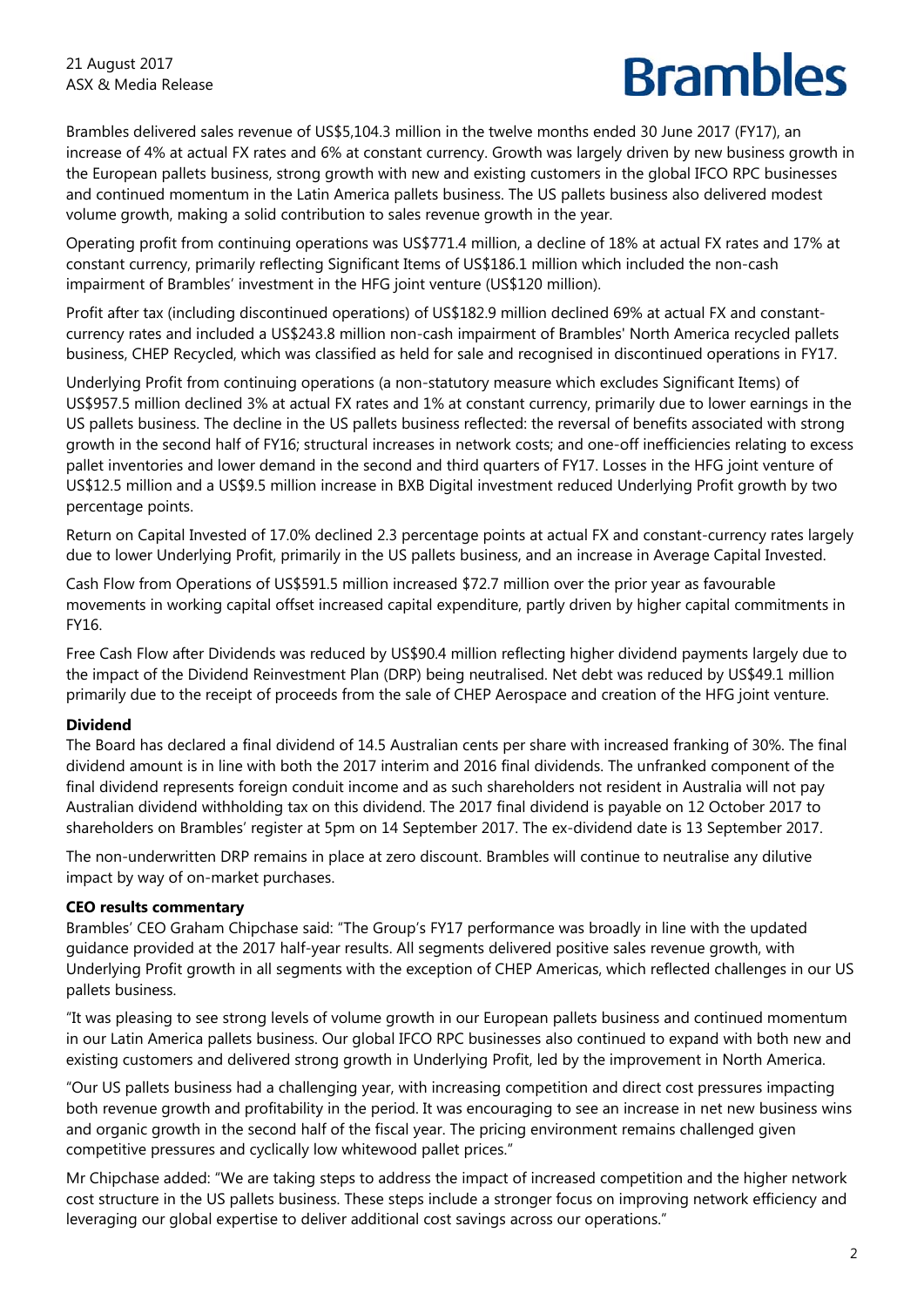Brambles delivered sales revenue of US$5,104.3 million in the twelve months ended 30 June 2017 (FY17), an increase of 4% at actual FX rates and 6% at constant currency. Growth was largely driven by new business growth in the European pallets business, strong growth with new and existing customers in the global IFCO RPC businesses and continued momentum in the Latin America pallets business. The US pallets business also delivered modest volume growth, making a solid contribution to sales revenue growth in the year.

Operating profit from continuing operations was US$771.4 million, a decline of 18% at actual FX rates and 17% at constant currency, primarily reflecting Significant Items of US$186.1 million which included the non-cash impairment of Brambles' investment in the HFG joint venture (US$120 million).

Profit after tax (including discontinued operations) of US$182.9 million declined 69% at actual FX and constant-currency rates and included a US$243.8 million non-cash impairment of Brambles' North America recycled pallets business, CHEP Recycled, which was classified as held for sale and recognised in discontinued operations in FY17.

Underlying Profit from continuing operations (a non-statutory measure which excludes Significant Items) of US$957.5 million declined 3% at actual FX rates and 1% at constant currency, primarily due to lower earnings in the US pallets business. The decline in the US pallets business reflected: the reversal of benefits associated with strong growth in the second half of FY16; structural increases in network costs; and one-off inefficiencies relating to excess pallet inventories and lower demand in the second and third quarters of FY17. Losses in the HFG joint venture of US$12.5 million and a US$9.5 million increase in BXB Digital investment reduced Underlying Profit growth by two percentage points.

Return on Capital Invested of 17.0% declined 2.3 percentage points at actual FX and constant-currency rates largely due to lower Underlying Profit, primarily in the US pallets business, and an increase in Average Capital Invested.

Cash Flow from Operations of US$591.5 million increased US$72.7 million over the prior year as favourable movements in working capital offset increased capital expenditure, partly driven by higher capital commitments in FY16.

Free Cash Flow after Dividends was reduced by US$90.4 million reflecting higher dividend payments largely due to the impact of the Dividend Reinvestment Plan (DRP) being neutralised. Net debt was reduced by US$49.1 million primarily due to the receipt of proceeds from the sale of CHEP Aerospace and creation of the HFG joint venture.

**Dividend**

The Board has declared a final dividend of 14.5 Australian cents per share with increased franking of 30%. The final dividend amount is in line with both the 2017 interim and 2016 final dividends. The unfranked component of the final dividend represents foreign conduit income and as such shareholders not resident in Australia will not pay Australian dividend withholding tax on this dividend. The 2017 final dividend is payable on 12 October 2017 to shareholders on Brambles' register at 5pm on 14 September 2017. The ex-dividend date is 13 September 2017.

The non-underwritten DRP remains in place at zero discount. Brambles will continue to neutralise any dilutive impact by way of on-market purchases.

**CEO results commentary**

Brambles' CEO Graham Chipchase said: "The Group's FY17 performance was broadly in line with the updated guidance provided at the 2017 half-year results. All segments delivered positive sales revenue growth, with Underlying Profit growth in all segments with the exception of CHEP Americas, which reflected challenges in our US pallets business.

"It was pleasing to see strong levels of volume growth in our European pallets business and continued momentum in our Latin America pallets business. Our global IFCO RPC businesses also continued to expand with both new and existing customers and delivered strong growth in Underlying Profit, led by the improvement in North America.

"Our US pallets business had a challenging year, with increasing competition and direct cost pressures impacting both revenue growth and profitability in the period. It was encouraging to see an increase in net new business wins and organic growth in the second half of the fiscal year. The pricing environment remains challenged given competitive pressures and cyclically low whitewood pallet prices."

Mr Chipchase added: "We are taking steps to address the impact of increased competition and the higher network cost structure in the US pallets business. These steps include a stronger focus on improving network efficiency and leveraging our global expertise to deliver additional cost savings across our operations."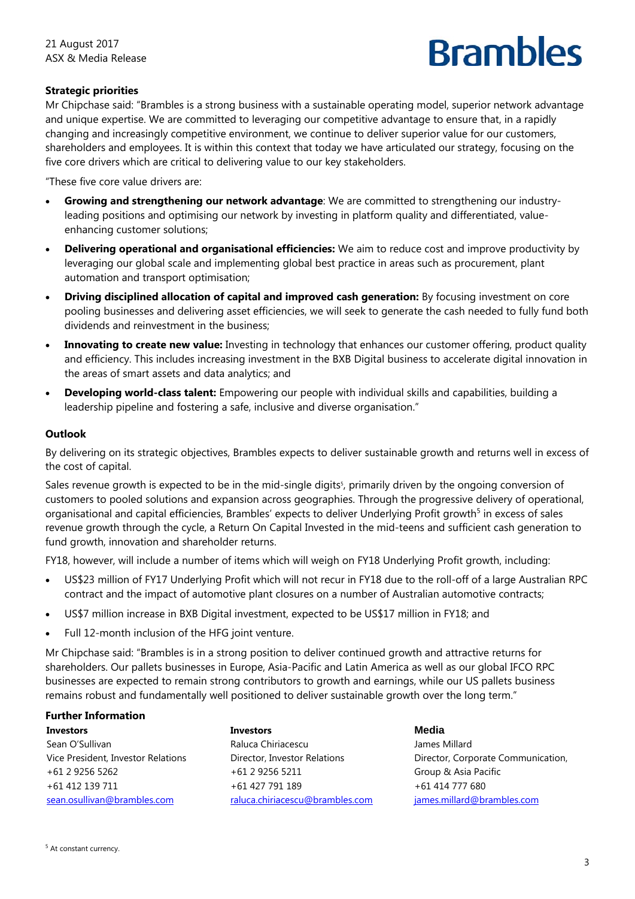## Strategic priorities

Mr Chipchase said: "Brambles is a strong business with a sustainable operating model, superior network advantage and unique expertise. We are committed to leveraging our competitive advantage to ensure that, in a rapidly changing and increasingly competitive environment, we continue to deliver superior value for our customers, shareholders and employees. It is within this context that today we have articulated our strategy, focusing on the five core drivers which are critical to delivering value to our key stakeholders.

"These five core value drivers are:

- **Growing and strengthening our network advantage**: We are committed to strengthening our industry-leading positions and optimising our network by investing in platform quality and differentiated, value-enhancing customer solutions;
- **Delivering operational and organisational efficiencies:** We aim to reduce cost and improve productivity by leveraging our global scale and implementing global best practice in areas such as procurement, plant automation and transport optimisation;
- **Driving disciplined allocation of capital and improved cash generation:** By focusing investment on core pooling businesses and delivering asset efficiencies, we will seek to generate the cash needed to fully fund both dividends and reinvestment in the business;
- **Innovating to create new value:** Investing in technology that enhances our customer offering, product quality and efficiency. This includes increasing investment in the BXB Digital business to accelerate digital innovation in the areas of smart assets and data analytics; and
- **Developing world-class talent:** Empowering our people with individual skills and capabilities, building a leadership pipeline and fostering a safe, inclusive and diverse organisation."

## Outlook

By delivering on its strategic objectives, Brambles expects to deliver sustainable growth and returns well in excess of the cost of capital.

Sales revenue growth is expected to be in the mid-single digits[5], primarily driven by the ongoing conversion of customers to pooled solutions and expansion across geographies. Through the progressive delivery of operational, organisational and capital efficiencies, Brambles' expects to deliver Underlying Profit growth[5] in excess of sales revenue growth through the cycle, a Return On Capital Invested in the mid-teens and sufficient cash generation to fund growth, innovation and shareholder returns.

FY18, however, will include a number of items which will weigh on FY18 Underlying Profit growth, including:

- US$23 million of FY17 Underlying Profit which will not recur in FY18 due to the roll-off of a large Australian RPC contract and the impact of automotive plant closures on a number of Australian automotive contracts;
- US$7 million increase in BXB Digital investment, expected to be US$17 million in FY18; and
- Full 12-month inclusion of the HFG joint venture.

Mr Chipchase said: "Brambles is in a strong position to deliver continued growth and attractive returns for shareholders. Our pallets businesses in Europe, Asia-Pacific and Latin America as well as our global IFCO RPC businesses are expected to remain strong contributors to growth and earnings, while our US pallets business remains robust and fundamentally well positioned to deliver sustainable growth over the long term."

## Further Information

**Investors**
Sean O'Sullivan
Vice President, Investor Relations
+61 2 9256 5262
+61 412 139 711
sean.osullivan@brambles.com

**Investors**
Raluca Chiriacescu
Director, Investor Relations
+61 2 9256 5211
+61 427 791 189
raluca.chiriacescu@brambles.com

**Media**
James Millard
Director, Corporate Communication, Group & Asia Pacific
+61 414 777 680
james.millard@brambles.com

[5] At constant currency.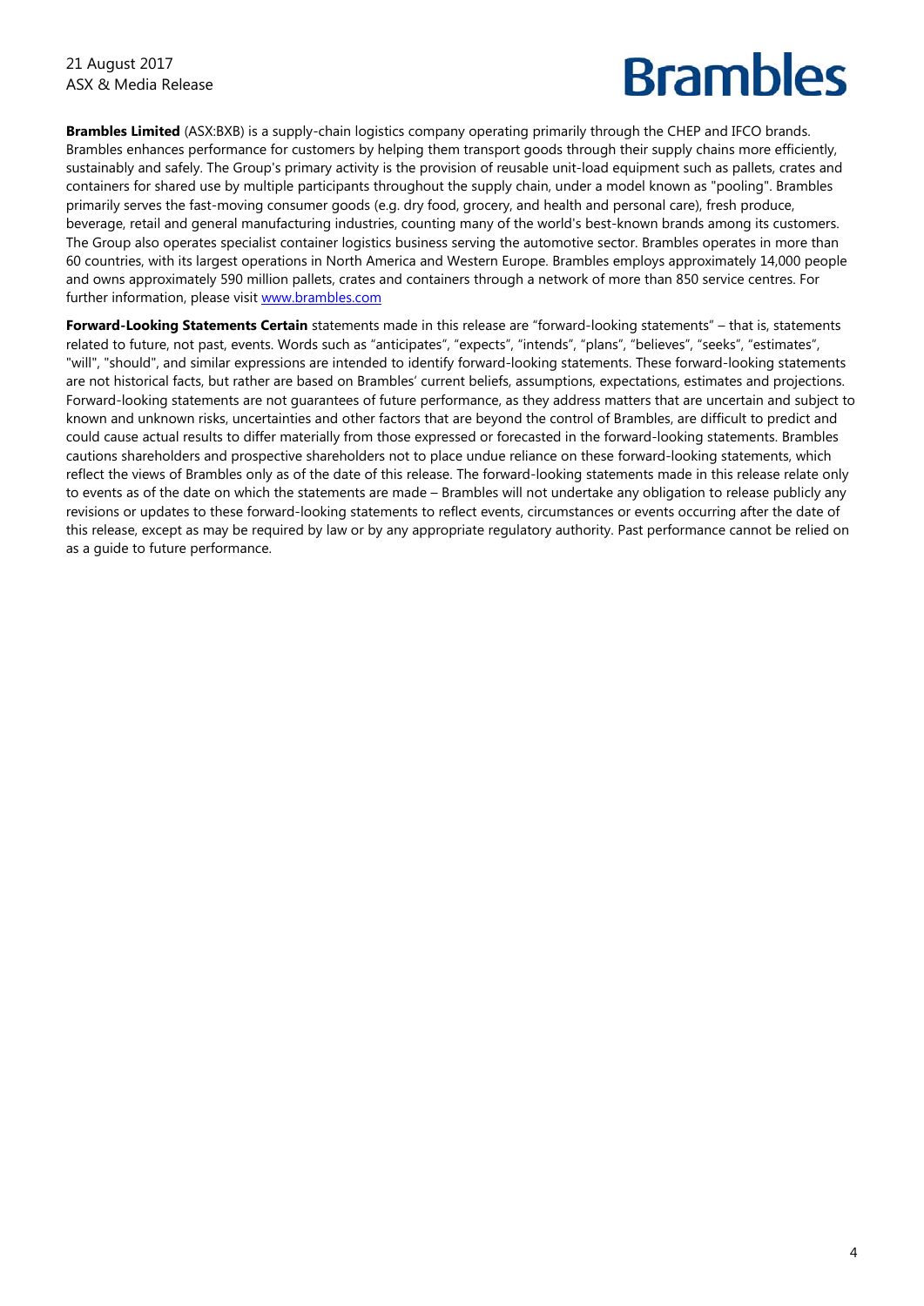**Brambles Limited** (ASX:BXB) is a supply-chain logistics company operating primarily through the CHEP and IFCO brands. Brambles enhances performance for customers by helping them transport goods through their supply chains more efficiently, sustainably and safely. The Group's primary activity is the provision of reusable unit-load equipment such as pallets, crates and containers for shared use by multiple participants throughout the supply chain, under a model known as "pooling". Brambles primarily serves the fast-moving consumer goods (e.g. dry food, grocery, and health and personal care), fresh produce, beverage, retail and general manufacturing industries, counting many of the world's best-known brands among its customers. The Group also operates specialist container logistics business serving the automotive sector. Brambles operates in more than 60 countries, with its largest operations in North America and Western Europe. Brambles employs approximately 14,000 people and owns approximately 590 million pallets, crates and containers through a network of more than 850 service centres. For further information, please visit [www.brambles.com](www.brambles.com)

**Forward-Looking Statements Certain** statements made in this release are "forward-looking statements" – that is, statements related to future, not past, events. Words such as "anticipates", "expects", "intends", "plans", "believes", "seeks", "estimates", "will", "should", and similar expressions are intended to identify forward-looking statements. These forward-looking statements are not historical facts, but rather are based on Brambles' current beliefs, assumptions, expectations, estimates and projections. Forward-looking statements are not guarantees of future performance, as they address matters that are uncertain and subject to known and unknown risks, uncertainties and other factors that are beyond the control of Brambles, are difficult to predict and could cause actual results to differ materially from those expressed or forecasted in the forward-looking statements. Brambles cautions shareholders and prospective shareholders not to place undue reliance on these forward-looking statements, which reflect the views of Brambles only as of the date of this release. The forward-looking statements made in this release relate only to events as of the date on which the statements are made – Brambles will not undertake any obligation to release publicly any revisions or updates to these forward-looking statements to reflect events, circumstances or events occurring after the date of this release, except as may be required by law or by any appropriate regulatory authority. Past performance cannot be relied on as a guide to future performance.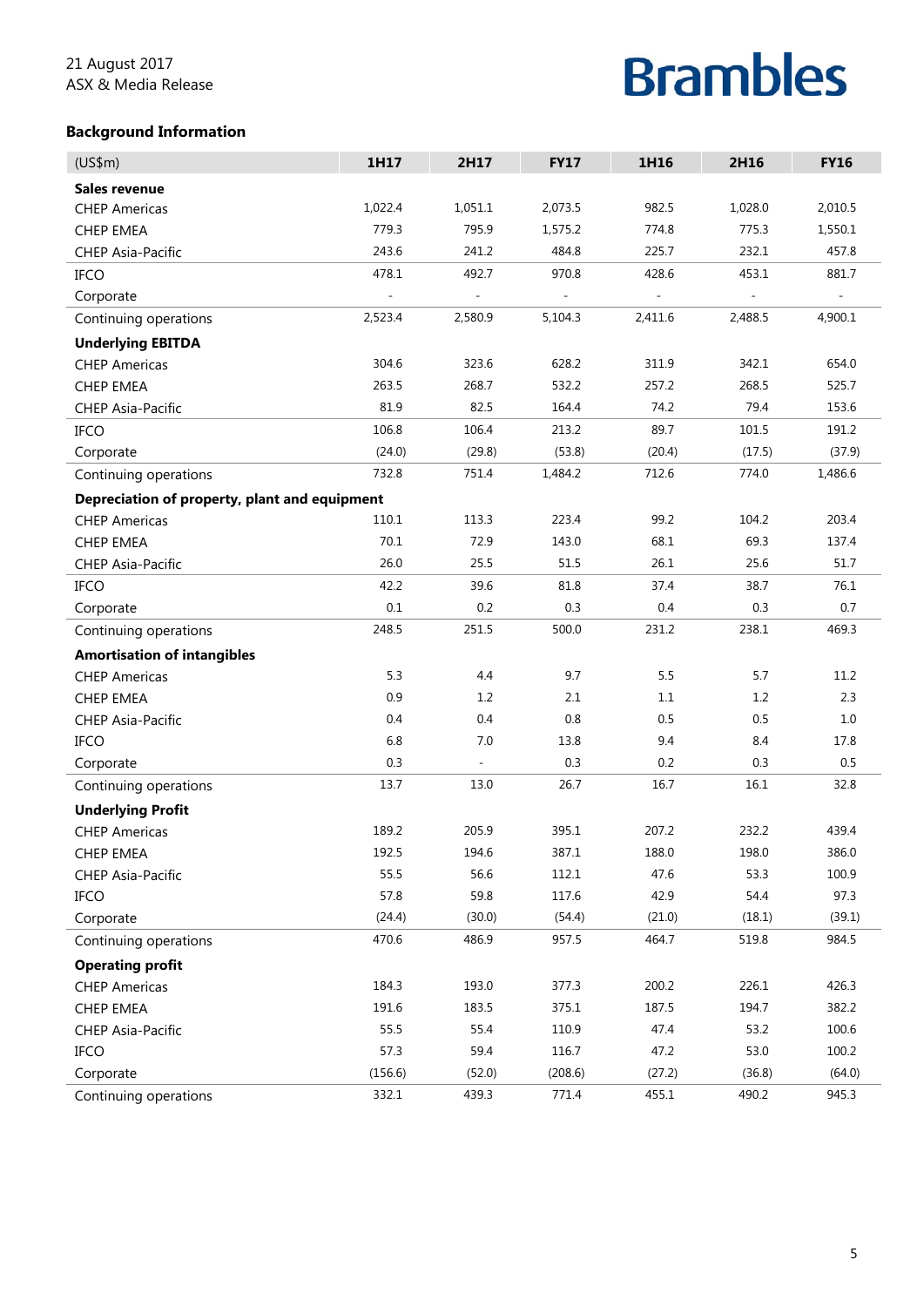21 August 2017
ASX & Media Release

Brambles

### Background Information

| (US$m) | 1H17 | 2H17 | FY17 | 1H16 | 2H16 | FY16 |
|---|---|---|---|---|---|---|
| **Sales revenue** | | | | | | |
| CHEP Americas | 1,022.4 | 1,051.1 | 2,073.5 | 982.5 | 1,028.0 | 2,010.5 |
| CHEP EMEA | 779.3 | 795.9 | 1,575.2 | 774.8 | 775.3 | 1,550.1 |
| CHEP Asia-Pacific | 243.6 | 241.2 | 484.8 | 225.7 | 232.1 | 457.8 |
| IFCO | 478.1 | 492.7 | 970.8 | 428.6 | 453.1 | 881.7 |
| Corporate | - | - | - | - | - | - |
| Continuing operations | 2,523.4 | 2,580.9 | 5,104.3 | 2,411.6 | 2,488.5 | 4,900.1 |
| **Underlying EBITDA** | | | | | | |
| CHEP Americas | 304.6 | 323.6 | 628.2 | 311.9 | 342.1 | 654.0 |
| CHEP EMEA | 263.5 | 268.7 | 532.2 | 257.2 | 268.5 | 525.7 |
| CHEP Asia-Pacific | 81.9 | 82.5 | 164.4 | 74.2 | 79.4 | 153.6 |
| IFCO | 106.8 | 106.4 | 213.2 | 89.7 | 101.5 | 191.2 |
| Corporate | (24.0) | (29.8) | (53.8) | (20.4) | (17.5) | (37.9) |
| Continuing operations | 732.8 | 751.4 | 1,484.2 | 712.6 | 774.0 | 1,486.6 |
| **Depreciation of property, plant and equipment** | | | | | | |
| CHEP Americas | 110.1 | 113.3 | 223.4 | 99.2 | 104.2 | 203.4 |
| CHEP EMEA | 70.1 | 72.9 | 143.0 | 68.1 | 69.3 | 137.4 |
| CHEP Asia-Pacific | 26.0 | 25.5 | 51.5 | 26.1 | 25.6 | 51.7 |
| IFCO | 42.2 | 39.6 | 81.8 | 37.4 | 38.7 | 76.1 |
| Corporate | 0.1 | 0.2 | 0.3 | 0.4 | 0.3 | 0.7 |
| Continuing operations | 248.5 | 251.5 | 500.0 | 231.2 | 238.1 | 469.3 |
| **Amortisation of intangibles** | | | | | | |
| CHEP Americas | 5.3 | 4.4 | 9.7 | 5.5 | 5.7 | 11.2 |
| CHEP EMEA | 0.9 | 1.2 | 2.1 | 1.1 | 1.2 | 2.3 |
| CHEP Asia-Pacific | 0.4 | 0.4 | 0.8 | 0.5 | 0.5 | 1.0 |
| IFCO | 6.8 | 7.0 | 13.8 | 9.4 | 8.4 | 17.8 |
| Corporate | 0.3 | - | 0.3 | 0.2 | 0.3 | 0.5 |
| Continuing operations | 13.7 | 13.0 | 26.7 | 16.7 | 16.1 | 32.8 |
| **Underlying Profit** | | | | | | |
| CHEP Americas | 189.2 | 205.9 | 395.1 | 207.2 | 232.2 | 439.4 |
| CHEP EMEA | 192.5 | 194.6 | 387.1 | 188.0 | 198.0 | 386.0 |
| CHEP Asia-Pacific | 55.5 | 56.6 | 112.1 | 47.6 | 53.3 | 100.9 |
| IFCO | 57.8 | 59.8 | 117.6 | 42.9 | 54.4 | 97.3 |
| Corporate | (24.4) | (30.0) | (54.4) | (21.0) | (18.1) | (39.1) |
| Continuing operations | 470.6 | 486.9 | 957.5 | 464.7 | 519.8 | 984.5 |
| **Operating profit** | | | | | | |
| CHEP Americas | 184.3 | 193.0 | 377.3 | 200.2 | 226.1 | 426.3 |
| CHEP EMEA | 191.6 | 183.5 | 375.1 | 187.5 | 194.7 | 382.2 |
| CHEP Asia-Pacific | 55.5 | 55.4 | 110.9 | 47.4 | 53.2 | 100.6 |
| IFCO | 57.3 | 59.4 | 116.7 | 47.2 | 53.0 | 100.2 |
| Corporate | (156.6) | (52.0) | (208.6) | (27.2) | (36.8) | (64.0) |
| Continuing operations | 332.1 | 439.3 | 771.4 | 455.1 | 490.2 | 945.3 |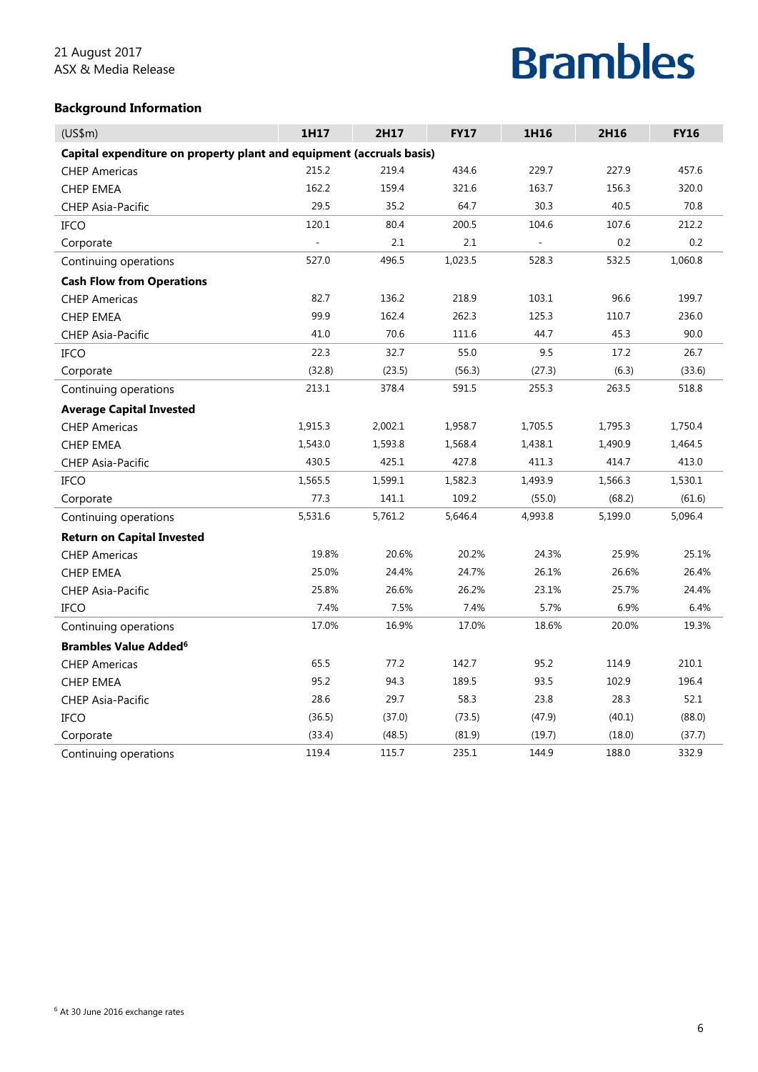21 August 2017
ASX & Media Release

**Brambles**

## Background Information

| (US$m) | 1H17 | 2H17 | FY17 | 1H16 | 2H16 | FY16 |
|---|---|---|---|---|---|---|
| **Capital expenditure on property plant and equipment (accruals basis)** | | | | | | |
| CHEP Americas | 215.2 | 219.4 | 434.6 | 229.7 | 227.9 | 457.6 |
| CHEP EMEA | 162.2 | 159.4 | 321.6 | 163.7 | 156.3 | 320.0 |
| CHEP Asia-Pacific | 29.5 | 35.2 | 64.7 | 30.3 | 40.5 | 70.8 |
| IFCO | 120.1 | 80.4 | 200.5 | 104.6 | 107.6 | 212.2 |
| Corporate | - | 2.1 | 2.1 | - | 0.2 | 0.2 |
| Continuing operations | 527.0 | 496.5 | 1,023.5 | 528.3 | 532.5 | 1,060.8 |
| **Cash Flow from Operations** | | | | | | |
| CHEP Americas | 82.7 | 136.2 | 218.9 | 103.1 | 96.6 | 199.7 |
| CHEP EMEA | 99.9 | 162.4 | 262.3 | 125.3 | 110.7 | 236.0 |
| CHEP Asia-Pacific | 41.0 | 70.6 | 111.6 | 44.7 | 45.3 | 90.0 |
| IFCO | 22.3 | 32.7 | 55.0 | 9.5 | 17.2 | 26.7 |
| Corporate | (32.8) | (23.5) | (56.3) | (27.3) | (6.3) | (33.6) |
| Continuing operations | 213.1 | 378.4 | 591.5 | 255.3 | 263.5 | 518.8 |
| **Average Capital Invested** | | | | | | |
| CHEP Americas | 1,915.3 | 2,002.1 | 1,958.7 | 1,705.5 | 1,795.3 | 1,750.4 |
| CHEP EMEA | 1,543.0 | 1,593.8 | 1,568.4 | 1,438.1 | 1,490.9 | 1,464.5 |
| CHEP Asia-Pacific | 430.5 | 425.1 | 427.8 | 411.3 | 414.7 | 413.0 |
| IFCO | 1,565.5 | 1,599.1 | 1,582.3 | 1,493.9 | 1,566.3 | 1,530.1 |
| Corporate | 77.3 | 141.1 | 109.2 | (55.0) | (68.2) | (61.6) |
| Continuing operations | 5,531.6 | 5,761.2 | 5,646.4 | 4,993.8 | 5,199.0 | 5,096.4 |
| **Return on Capital Invested** | | | | | | |
| CHEP Americas | 19.8% | 20.6% | 20.2% | 24.3% | 25.9% | 25.1% |
| CHEP EMEA | 25.0% | 24.4% | 24.7% | 26.1% | 26.6% | 26.4% |
| CHEP Asia-Pacific | 25.8% | 26.6% | 26.2% | 23.1% | 25.7% | 24.4% |
| IFCO | 7.4% | 7.5% | 7.4% | 5.7% | 6.9% | 6.4% |
| Continuing operations | 17.0% | 16.9% | 17.0% | 18.6% | 20.0% | 19.3% |
| **Brambles Value Added[6]** | | | | | | |
| CHEP Americas | 65.5 | 77.2 | 142.7 | 95.2 | 114.9 | 210.1 |
| CHEP EMEA | 95.2 | 94.3 | 189.5 | 93.5 | 102.9 | 196.4 |
| CHEP Asia-Pacific | 28.6 | 29.7 | 58.3 | 23.8 | 28.3 | 52.1 |
| IFCO | (36.5) | (37.0) | (73.5) | (47.9) | (40.1) | (88.0) |
| Corporate | (33.4) | (48.5) | (81.9) | (19.7) | (18.0) | (37.7) |
| Continuing operations | 119.4 | 115.7 | 235.1 | 144.9 | 188.0 | 332.9 |

[6] At 30 June 2016 exchange rates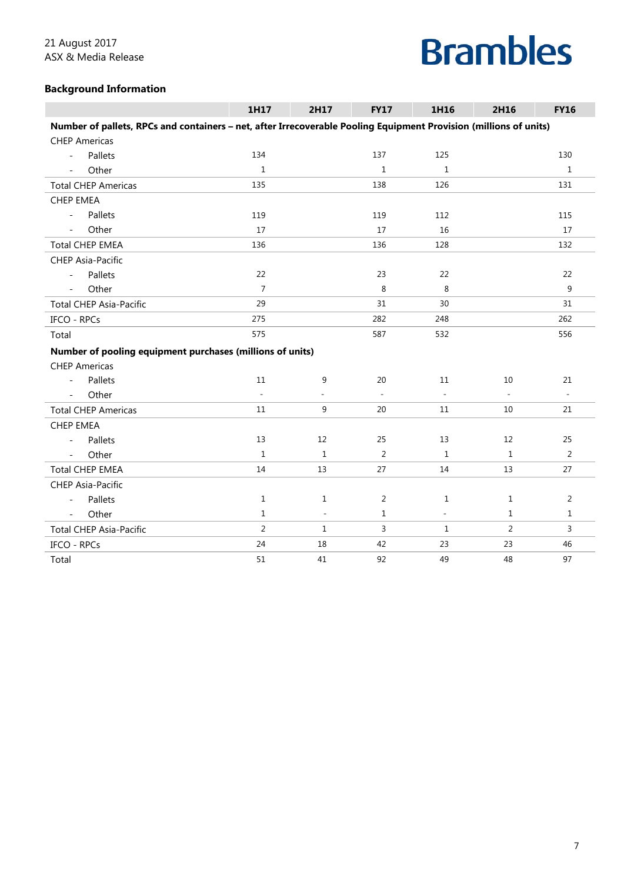21 August 2017
ASX & Media Release

# Brambles

## Background Information

| | 1H17 | 2H17 | FY17 | 1H16 | 2H16 | FY16 |
|---|---|---|---|---|---|---|
| **Number of pallets, RPCs and containers – net, after Irrecoverable Pooling Equipment Provision (millions of units)** | | | | | | |
| CHEP Americas | | | | | | |
| - Pallets | 134 | | 137 | 125 | | 130 |
| - Other | 1 | | 1 | 1 | | 1 |
| Total CHEP Americas | 135 | | 138 | 126 | | 131 |
| CHEP EMEA | | | | | | |
| - Pallets | 119 | | 119 | 112 | | 115 |
| - Other | 17 | | 17 | 16 | | 17 |
| Total CHEP EMEA | 136 | | 136 | 128 | | 132 |
| CHEP Asia-Pacific | | | | | | |
| - Pallets | 22 | | 23 | 22 | | 22 |
| - Other | 7 | | 8 | 8 | | 9 |
| Total CHEP Asia-Pacific | 29 | | 31 | 30 | | 31 |
| IFCO - RPCs | 275 | | 282 | 248 | | 262 |
| Total | 575 | | 587 | 532 | | 556 |
| **Number of pooling equipment purchases (millions of units)** | | | | | | |
| CHEP Americas | | | | | | |
| - Pallets | 11 | 9 | 20 | 11 | 10 | 21 |
| - Other | - | - | - | - | - | - |
| Total CHEP Americas | 11 | 9 | 20 | 11 | 10 | 21 |
| CHEP EMEA | | | | | | |
| - Pallets | 13 | 12 | 25 | 13 | 12 | 25 |
| - Other | 1 | 1 | 2 | 1 | 1 | 2 |
| Total CHEP EMEA | 14 | 13 | 27 | 14 | 13 | 27 |
| CHEP Asia-Pacific | | | | | | |
| - Pallets | 1 | 1 | 2 | 1 | 1 | 2 |
| - Other | 1 | - | 1 | - | 1 | 1 |
| Total CHEP Asia-Pacific | 2 | 1 | 3 | 1 | 2 | 3 |
| IFCO - RPCs | 24 | 18 | 42 | 23 | 23 | 46 |
| Total | 51 | 41 | 92 | 49 | 48 | 97 |